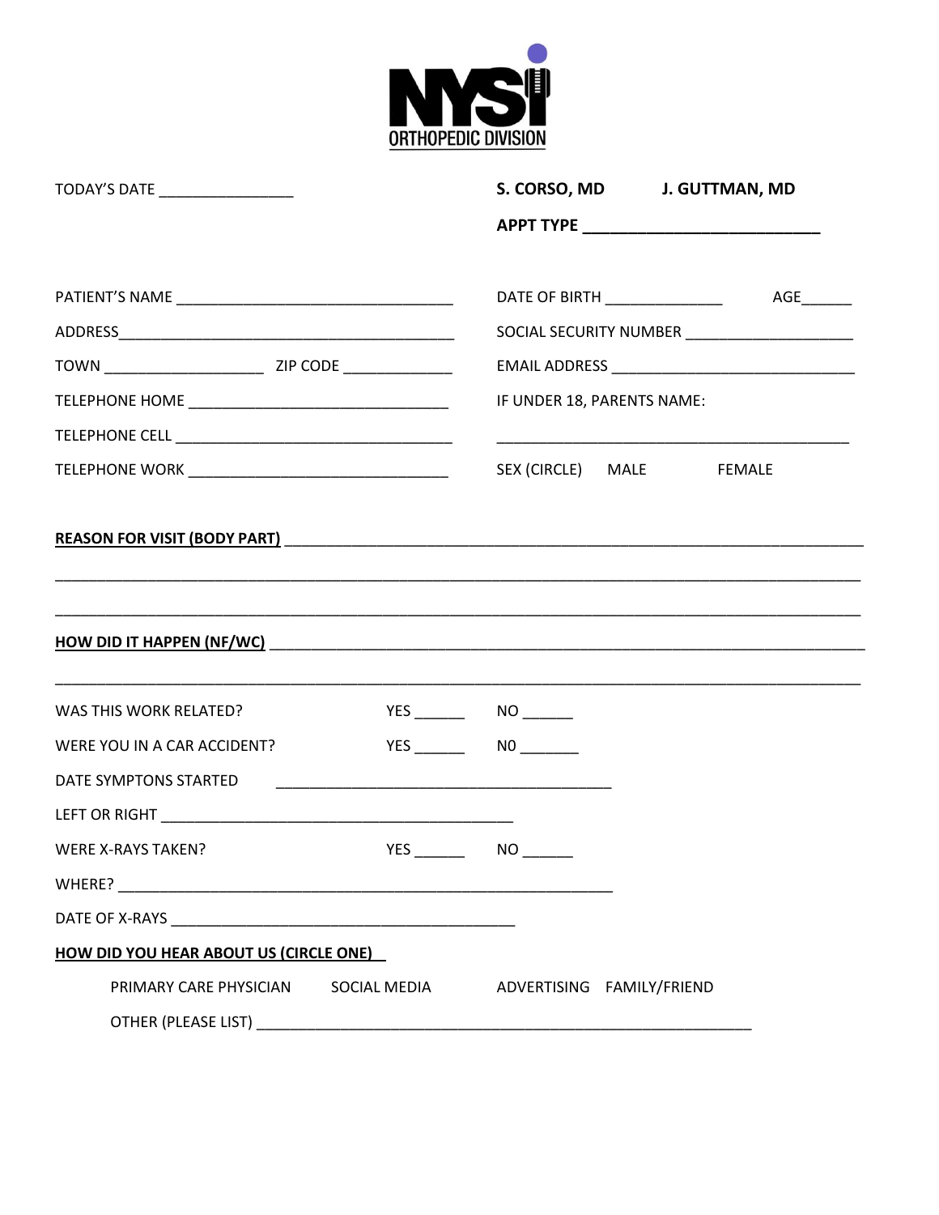# NYSI ORTHOPEDIC DIVISION

TODAY'S DATE ________________

**S. CORSO, MD** **J. GUTTMAN, MD**

**APPT TYPE ___________________________**

PATIENT'S NAME ________________________________

DATE OF BIRTH ______________ AGE______

ADDRESS________________________________________

SOCIAL SECURITY NUMBER ____________________

TOWN __________________ ZIP CODE _____________

EMAIL ADDRESS _____________________________

TELEPHONE HOME ______________________________

IF UNDER 18, PARENTS NAME:

TELEPHONE CELL ________________________________

___________________________________________

TELEPHONE WORK ______________________________

SEX (CIRCLE) MALE FEMALE

**REASON FOR VISIT (BODY PART)** ______________________________________________________________

_____________________________________________________________________________________

_____________________________________________________________________________________

**HOW DID IT HAPPEN (NF/WC)** _________________________________________________________________

_____________________________________________________________________________________

WAS THIS WORK RELATED? YES ______ NO ______

WERE YOU IN A CAR ACCIDENT? YES ______ N0 _______

DATE SYMPTONS STARTED ________________________________________

LEFT OR RIGHT __________________________________________

WERE X-RAYS TAKEN? YES ______ NO ______

WHERE? ___________________________________________________________

DATE OF X-RAYS _________________________________________

**HOW DID YOU HEAR ABOUT US (CIRCLE ONE)**

PRIMARY CARE PHYSICIAN SOCIAL MEDIA ADVERTISING FAMILY/FRIEND

OTHER (PLEASE LIST) ___________________________________________________________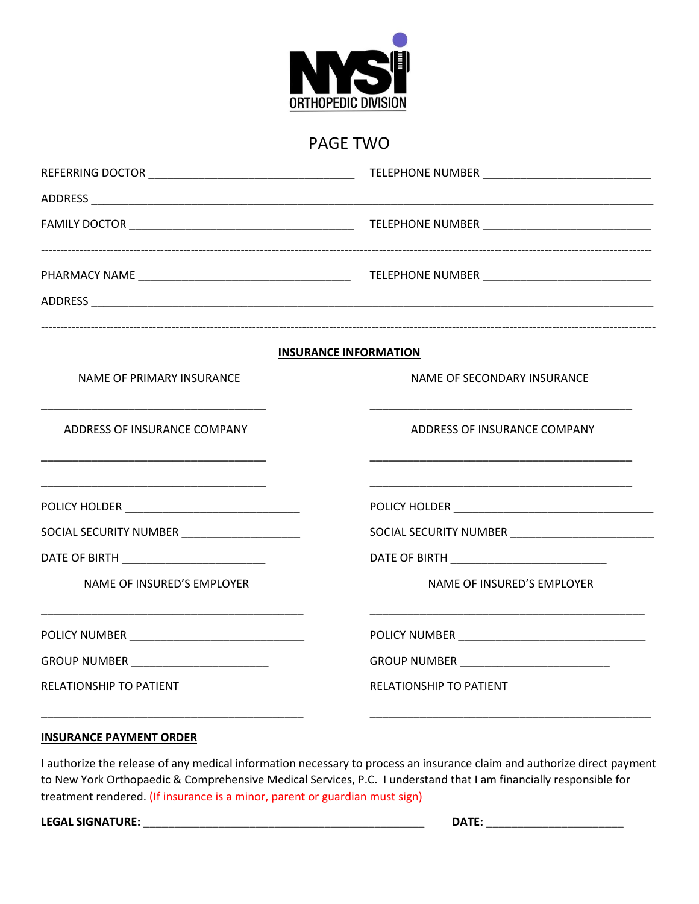NYSI ORTHOPEDIC DIVISION

# PAGE TWO

REFERRING DOCTOR ______________________________ TELEPHONE NUMBER ________________________

ADDRESS ________________________________________________________________________________

FAMILY DOCTOR _________________________________ TELEPHONE NUMBER ________________________

---

PHARMACY NAME _________________________________ TELEPHONE NUMBER ________________________

ADDRESS ________________________________________________________________________________

---

## INSURANCE INFORMATION

| NAME OF PRIMARY INSURANCE | NAME OF SECONDARY INSURANCE |
|---|---|
| ________________________________ | ________________________________ |
| ADDRESS OF INSURANCE COMPANY | ADDRESS OF INSURANCE COMPANY |
| ________________________________ | ________________________________ |
| ________________________________ | ________________________________ |
| POLICY HOLDER ____________________ | POLICY HOLDER ____________________ |
| SOCIAL SECURITY NUMBER ____________ | SOCIAL SECURITY NUMBER ____________ |
| DATE OF BIRTH ____________________ | DATE OF BIRTH ____________________ |
| NAME OF INSURED'S EMPLOYER | NAME OF INSURED'S EMPLOYER |
| ________________________________ | ________________________________ |
| POLICY NUMBER ____________________ | POLICY NUMBER ____________________ |
| GROUP NUMBER _____________________ | GROUP NUMBER _____________________ |
| RELATIONSHIP TO PATIENT | RELATIONSHIP TO PATIENT |
| ________________________________ | ________________________________ |

**INSURANCE PAYMENT ORDER**

I authorize the release of any medical information necessary to process an insurance claim and authorize direct payment to New York Orthopaedic & Comprehensive Medical Services, P.C. I understand that I am financially responsible for treatment rendered. (If insurance is a minor, parent or guardian must sign)

**LEGAL SIGNATURE: ________________________________________** **DATE: ____________________**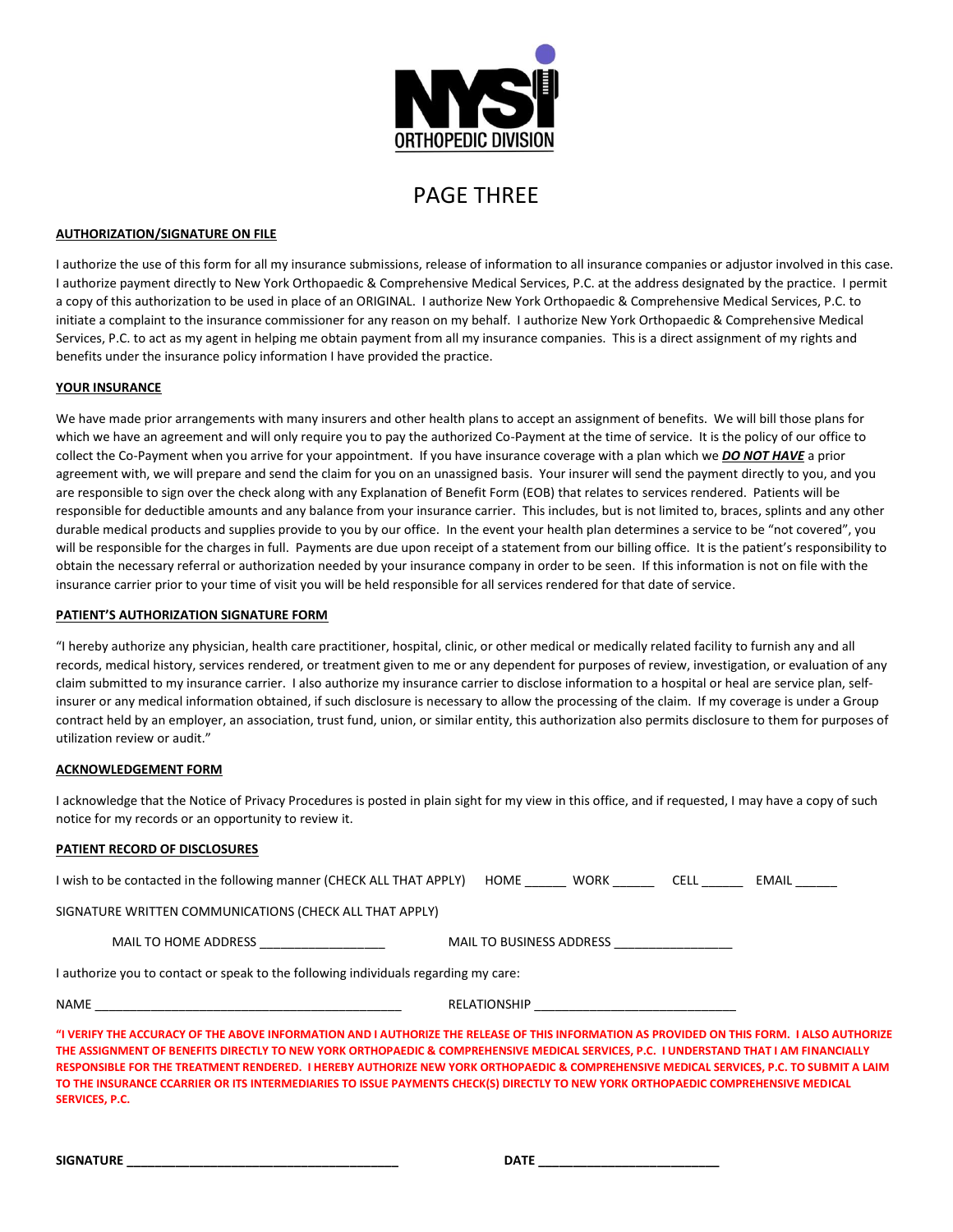NYSI ORTHOPEDIC DIVISION

# PAGE THREE

**AUTHORIZATION/SIGNATURE ON FILE**

I authorize the use of this form for all my insurance submissions, release of information to all insurance companies or adjustor involved in this case. I authorize payment directly to New York Orthopaedic & Comprehensive Medical Services, P.C. at the address designated by the practice. I permit a copy of this authorization to be used in place of an ORIGINAL. I authorize New York Orthopaedic & Comprehensive Medical Services, P.C. to initiate a complaint to the insurance commissioner for any reason on my behalf. I authorize New York Orthopaedic & Comprehensive Medical Services, P.C. to act as my agent in helping me obtain payment from all my insurance companies. This is a direct assignment of my rights and benefits under the insurance policy information I have provided the practice.

**YOUR INSURANCE**

We have made prior arrangements with many insurers and other health plans to accept an assignment of benefits. We will bill those plans for which we have an agreement and will only require you to pay the authorized Co-Payment at the time of service. It is the policy of our office to collect the Co-Payment when you arrive for your appointment. If you have insurance coverage with a plan which we ***DO NOT HAVE*** a prior agreement with, we will prepare and send the claim for you on an unassigned basis. Your insurer will send the payment directly to you, and you are responsible to sign over the check along with any Explanation of Benefit Form (EOB) that relates to services rendered. Patients will be responsible for deductible amounts and any balance from your insurance carrier. This includes, but is not limited to, braces, splints and any other durable medical products and supplies provide to you by our office. In the event your health plan determines a service to be "not covered", you will be responsible for the charges in full. Payments are due upon receipt of a statement from our billing office. It is the patient's responsibility to obtain the necessary referral or authorization needed by your insurance company in order to be seen. If this information is not on file with the insurance carrier prior to your time of visit you will be held responsible for all services rendered for that date of service.

**PATIENT'S AUTHORIZATION SIGNATURE FORM**

"I hereby authorize any physician, health care practitioner, hospital, clinic, or other medical or medically related facility to furnish any and all records, medical history, services rendered, or treatment given to me or any dependent for purposes of review, investigation, or evaluation of any claim submitted to my insurance carrier. I also authorize my insurance carrier to disclose information to a hospital or heal are service plan, self-insurer or any medical information obtained, if such disclosure is necessary to allow the processing of the claim. If my coverage is under a Group contract held by an employer, an association, trust fund, union, or similar entity, this authorization also permits disclosure to them for purposes of utilization review or audit."

**ACKNOWLEDGEMENT FORM**

I acknowledge that the Notice of Privacy Procedures is posted in plain sight for my view in this office, and if requested, I may have a copy of such notice for my records or an opportunity to review it.

**PATIENT RECORD OF DISCLOSURES**

I wish to be contacted in the following manner (CHECK ALL THAT APPLY) HOME ______ WORK ______ CELL ______ EMAIL ______

SIGNATURE WRITTEN COMMUNICATIONS (CHECK ALL THAT APPLY)

MAIL TO HOME ADDRESS __________________ MAIL TO BUSINESS ADDRESS _________________

I authorize you to contact or speak to the following individuals regarding my care:

NAME _____________________________________________ RELATIONSHIP _____________________________

**"I VERIFY THE ACCURACY OF THE ABOVE INFORMATION AND I AUTHORIZE THE RELEASE OF THIS INFORMATION AS PROVIDED ON THIS FORM. I ALSO AUTHORIZE THE ASSIGNMENT OF BENEFITS DIRECTLY TO NEW YORK ORTHOPAEDIC & COMPREHENSIVE MEDICAL SERVICES, P.C. I UNDERSTAND THAT I AM FINANCIALLY RESPONSIBLE FOR THE TREATMENT RENDERED. I HEREBY AUTHORIZE NEW YORK ORTHOPAEDIC & COMPREHENSIVE MEDICAL SERVICES, P.C. TO SUBMIT A LAIM TO THE INSURANCE CCARRIER OR ITS INTERMEDIARIES TO ISSUE PAYMENTS CHECK(S) DIRECTLY TO NEW YORK ORTHOPAEDIC COMPREHENSIVE MEDICAL SERVICES, P.C.**

**SIGNATURE ________________________________________** **DATE ___________________________**